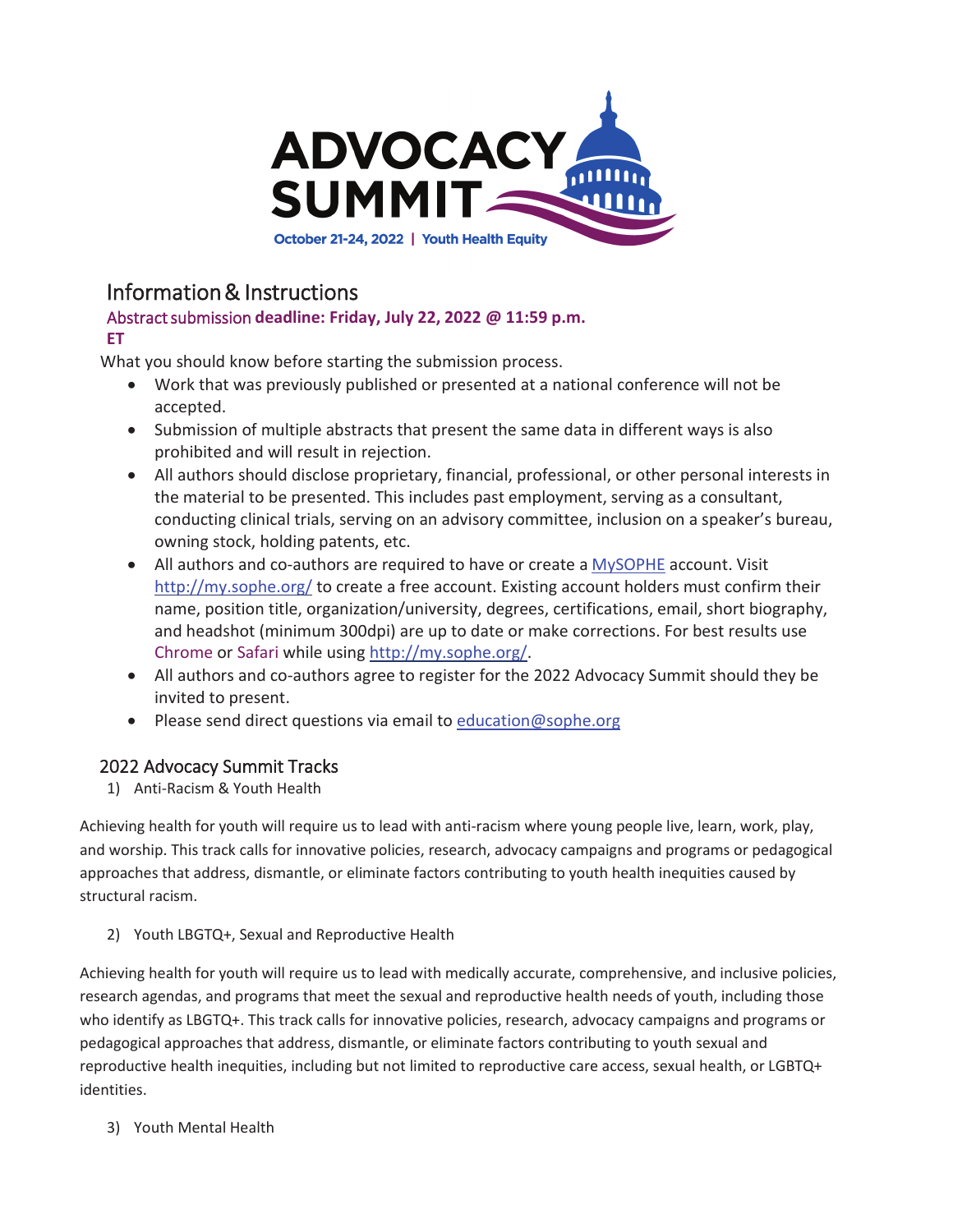# ADVOCACY SUMMIT

October 21-24, 2022 | Youth Health Equity

## Information & Instructions

**Abstract submission deadline: Friday, July 22, 2022 @ 11:59 p.m. ET**

What you should know before starting the submission process.

- Work that was previously published or presented at a national conference will not be accepted.
- Submission of multiple abstracts that present the same data in different ways is also prohibited and will result in rejection.
- All authors should disclose proprietary, financial, professional, or other personal interests in the material to be presented. This includes past employment, serving as a consultant, conducting clinical trials, serving on an advisory committee, inclusion on a speaker's bureau, owning stock, holding patents, etc.
- All authors and co-authors are required to have or create a MySOPHE account. Visit http://my.sophe.org/ to create a free account. Existing account holders must confirm their name, position title, organization/university, degrees, certifications, email, short biography, and headshot (minimum 300dpi) are up to date or make corrections. For best results use Chrome or Safari while using http://my.sophe.org/.
- All authors and co-authors agree to register for the 2022 Advocacy Summit should they be invited to present.
- Please send direct questions via email to education@sophe.org

## 2022 Advocacy Summit Tracks

1) Anti-Racism & Youth Health

Achieving health for youth will require us to lead with anti-racism where young people live, learn, work, play, and worship. This track calls for innovative policies, research, advocacy campaigns and programs or pedagogical approaches that address, dismantle, or eliminate factors contributing to youth health inequities caused by structural racism.

2) Youth LBGTQ+, Sexual and Reproductive Health

Achieving health for youth will require us to lead with medically accurate, comprehensive, and inclusive policies, research agendas, and programs that meet the sexual and reproductive health needs of youth, including those who identify as LBGTQ+. This track calls for innovative policies, research, advocacy campaigns and programs or pedagogical approaches that address, dismantle, or eliminate factors contributing to youth sexual and reproductive health inequities, including but not limited to reproductive care access, sexual health, or LGBTQ+ identities.

3) Youth Mental Health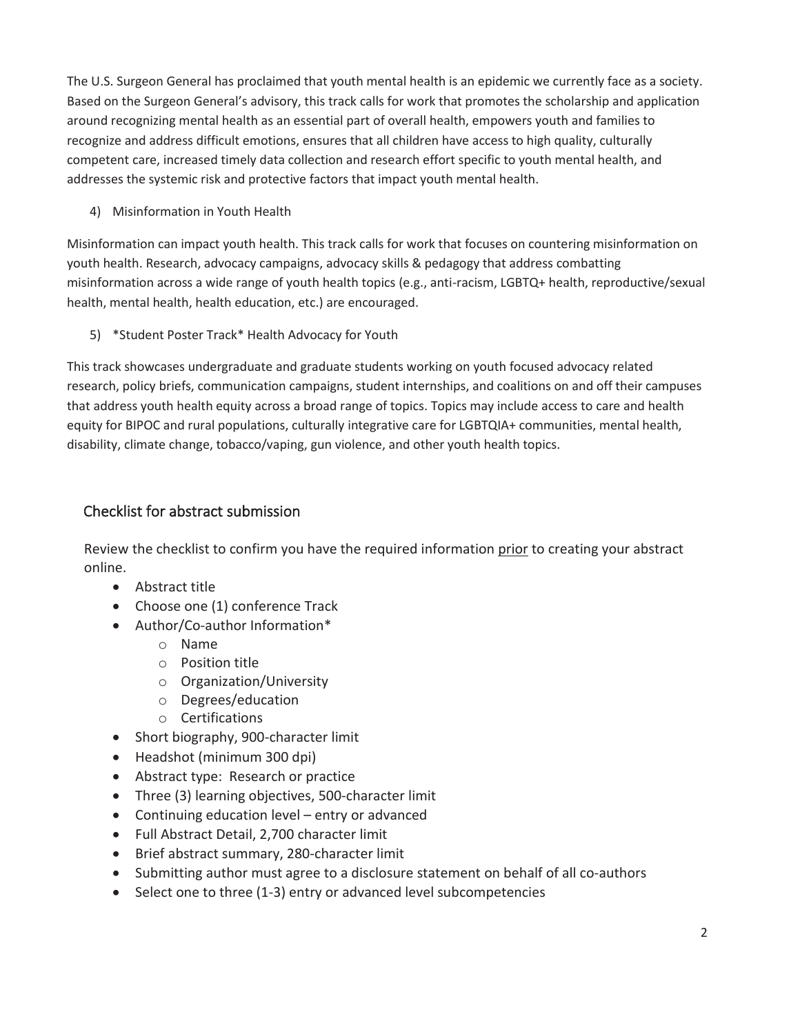The U.S. Surgeon General has proclaimed that youth mental health is an epidemic we currently face as a society. Based on the Surgeon General's advisory, this track calls for work that promotes the scholarship and application around recognizing mental health as an essential part of overall health, empowers youth and families to recognize and address difficult emotions, ensures that all children have access to high quality, culturally competent care, increased timely data collection and research effort specific to youth mental health, and addresses the systemic risk and protective factors that impact youth mental health.

4) Misinformation in Youth Health

Misinformation can impact youth health. This track calls for work that focuses on countering misinformation on youth health. Research, advocacy campaigns, advocacy skills & pedagogy that address combatting misinformation across a wide range of youth health topics (e.g., anti-racism, LGBTQ+ health, reproductive/sexual health, mental health, health education, etc.) are encouraged.

5) *Student Poster Track* Health Advocacy for Youth

This track showcases undergraduate and graduate students working on youth focused advocacy related research, policy briefs, communication campaigns, student internships, and coalitions on and off their campuses that address youth health equity across a broad range of topics. Topics may include access to care and health equity for BIPOC and rural populations, culturally integrative care for LGBTQIA+ communities, mental health, disability, climate change, tobacco/vaping, gun violence, and other youth health topics.

## Checklist for abstract submission

Review the checklist to confirm you have the required information <u>prior</u> to creating your abstract online.

- Abstract title
- Choose one (1) conference Track
- Author/Co-author Information*
  - Name
  - Position title
  - Organization/University
  - Degrees/education
  - Certifications
- Short biography, 900-character limit
- Headshot (minimum 300 dpi)
- Abstract type: Research or practice
- Three (3) learning objectives, 500-character limit
- Continuing education level – entry or advanced
- Full Abstract Detail, 2,700 character limit
- Brief abstract summary, 280-character limit
- Submitting author must agree to a disclosure statement on behalf of all co-authors
- Select one to three (1-3) entry or advanced level subcompetencies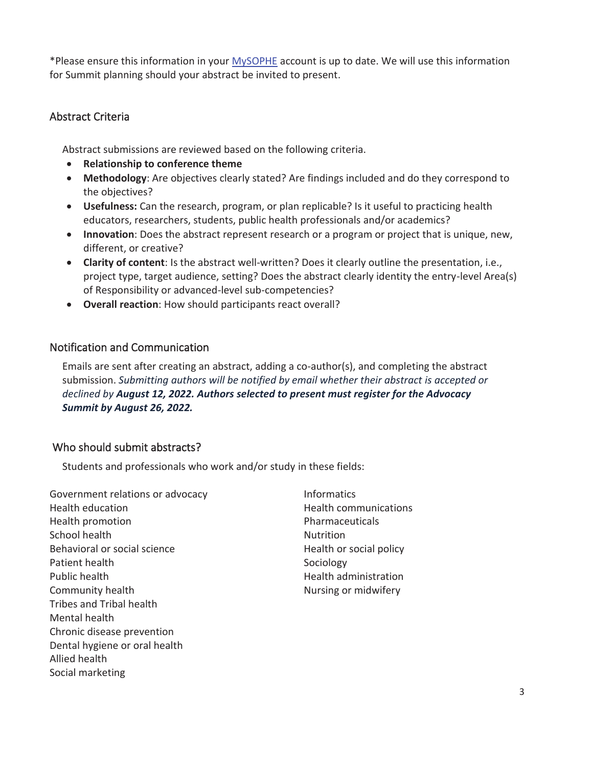*Please ensure this information in your MySOPHE account is up to date. We will use this information for Summit planning should your abstract be invited to present.

## Abstract Criteria

Abstract submissions are reviewed based on the following criteria.

- **Relationship to conference theme**
- **Methodology**: Are objectives clearly stated? Are findings included and do they correspond to the objectives?
- **Usefulness:** Can the research, program, or plan replicable? Is it useful to practicing health educators, researchers, students, public health professionals and/or academics?
- **Innovation**: Does the abstract represent research or a program or project that is unique, new, different, or creative?
- **Clarity of content**: Is the abstract well-written? Does it clearly outline the presentation, i.e., project type, target audience, setting? Does the abstract clearly identity the entry-level Area(s) of Responsibility or advanced-level sub-competencies?
- **Overall reaction**: How should participants react overall?

## Notification and Communication

Emails are sent after creating an abstract, adding a co-author(s), and completing the abstract submission. *Submitting authors will be notified by email whether their abstract is accepted or declined by **August 12, 2022. Authors selected to present must register for the Advocacy Summit by August 26, 2022.***

## Who should submit abstracts?

Students and professionals who work and/or study in these fields:

Government relations or advocacy
Health education
Health promotion
School health
Behavioral or social science
Patient health
Public health
Community health
Tribes and Tribal health
Mental health
Chronic disease prevention
Dental hygiene or oral health
Allied health
Social marketing
Informatics
Health communications
Pharmaceuticals
Nutrition
Health or social policy
Sociology
Health administration
Nursing or midwifery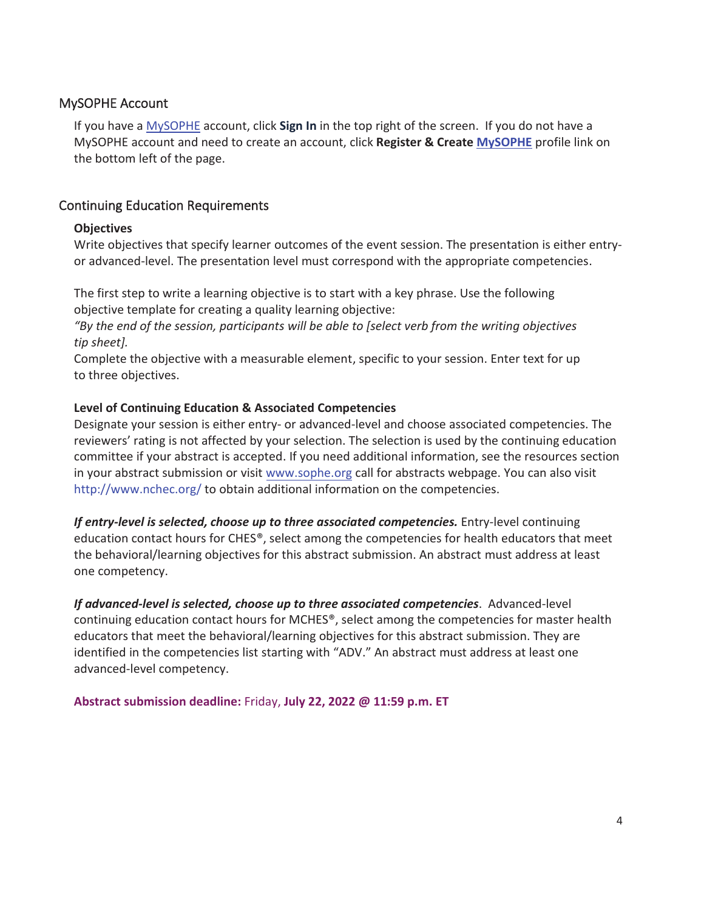## MySOPHE Account

If you have a MySOPHE account, click **Sign In** in the top right of the screen. If you do not have a MySOPHE account and need to create an account, click **Register & Create MySOPHE** profile link on the bottom left of the page.

## Continuing Education Requirements

**Objectives**

Write objectives that specify learner outcomes of the event session. The presentation is either entry- or advanced-level. The presentation level must correspond with the appropriate competencies.

The first step to write a learning objective is to start with a key phrase. Use the following objective template for creating a quality learning objective:

*"By the end of the session, participants will be able to [select verb from the writing objectives tip sheet].*

Complete the objective with a measurable element, specific to your session. Enter text for up to three objectives.

**Level of Continuing Education & Associated Competencies**

Designate your session is either entry- or advanced-level and choose associated competencies. The reviewers' rating is not affected by your selection. The selection is used by the continuing education committee if your abstract is accepted. If you need additional information, see the resources section in your abstract submission or visit www.sophe.org call for abstracts webpage. You can also visit http://www.nchec.org/ to obtain additional information on the competencies.

***If entry-level is selected, choose up to three associated competencies.*** Entry-level continuing education contact hours for CHES®, select among the competencies for health educators that meet the behavioral/learning objectives for this abstract submission. An abstract must address at least one competency.

***If advanced-level is selected, choose up to three associated competencies***. Advanced-level continuing education contact hours for MCHES®, select among the competencies for master health educators that meet the behavioral/learning objectives for this abstract submission. They are identified in the competencies list starting with "ADV." An abstract must address at least one advanced-level competency.

**Abstract submission deadline:** Friday, **July 22, 2022 @ 11:59 p.m. ET**